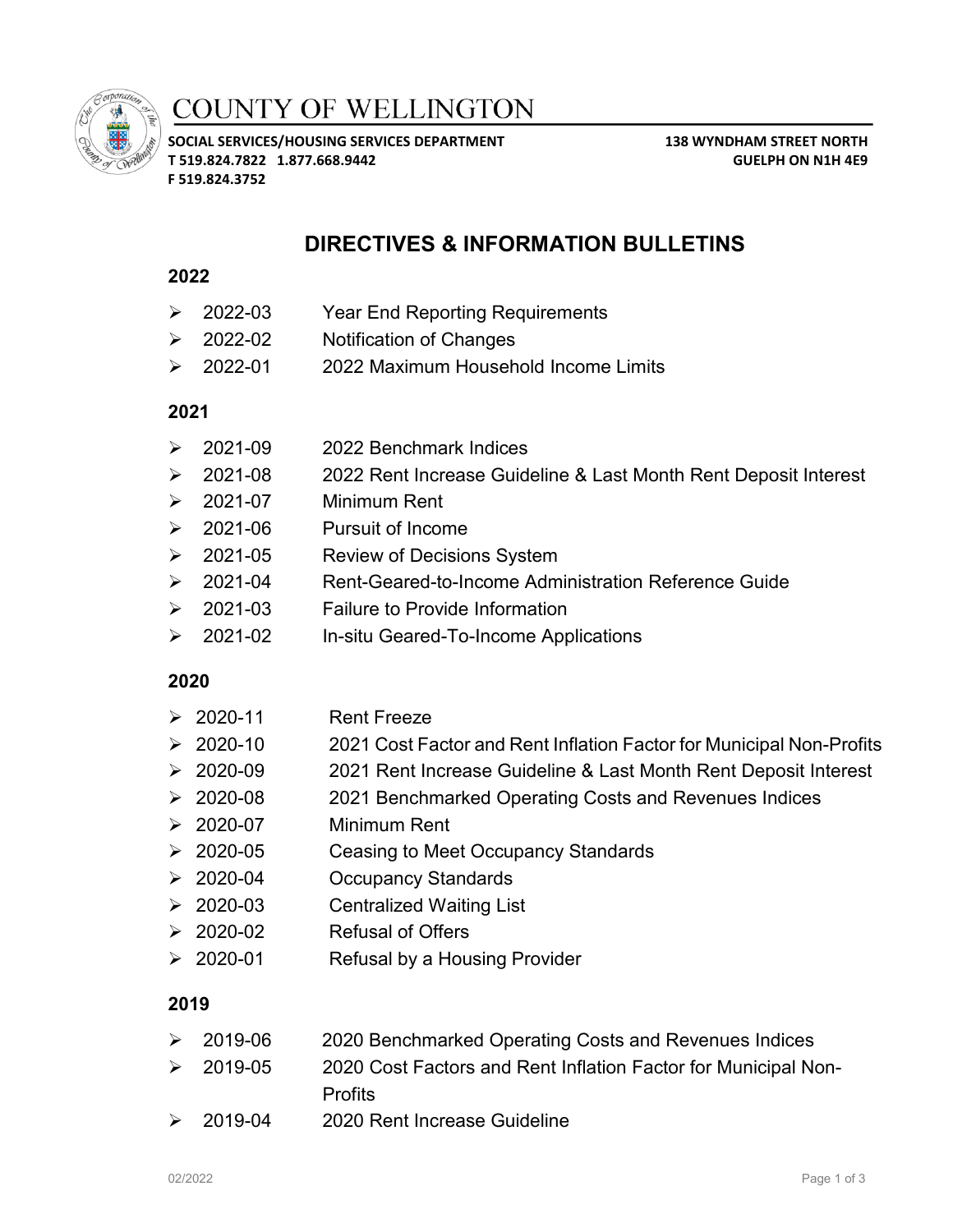# COUNTY OF WELLINGTON

**SOCIAL SERVICES/HOUSING SERVICES DEPARTMENT**
**T 519.824.7822 1.877.668.9442**
**F 519.824.3752**

**138 WYNDHAM STREET NORTH**
**GUELPH ON N1H 4E9**

## DIRECTIVES & INFORMATION BULLETINS

### 2022

- 2022-03 Year End Reporting Requirements
- 2022-02 Notification of Changes
- 2022-01 2022 Maximum Household Income Limits

### 2021

- 2021-09 2022 Benchmark Indices
- 2021-08 2022 Rent Increase Guideline & Last Month Rent Deposit Interest
- 2021-07 Minimum Rent
- 2021-06 Pursuit of Income
- 2021-05 Review of Decisions System
- 2021-04 Rent-Geared-to-Income Administration Reference Guide
- 2021-03 Failure to Provide Information
- 2021-02 In-situ Geared-To-Income Applications

### 2020

- 2020-11 Rent Freeze
- 2020-10 2021 Cost Factor and Rent Inflation Factor for Municipal Non-Profits
- 2020-09 2021 Rent Increase Guideline & Last Month Rent Deposit Interest
- 2020-08 2021 Benchmarked Operating Costs and Revenues Indices
- 2020-07 Minimum Rent
- 2020-05 Ceasing to Meet Occupancy Standards
- 2020-04 Occupancy Standards
- 2020-03 Centralized Waiting List
- 2020-02 Refusal of Offers
- 2020-01 Refusal by a Housing Provider

### 2019

- 2019-06 2020 Benchmarked Operating Costs and Revenues Indices
- 2019-05 2020 Cost Factors and Rent Inflation Factor for Municipal Non-Profits
- 2019-04 2020 Rent Increase Guideline

02/2022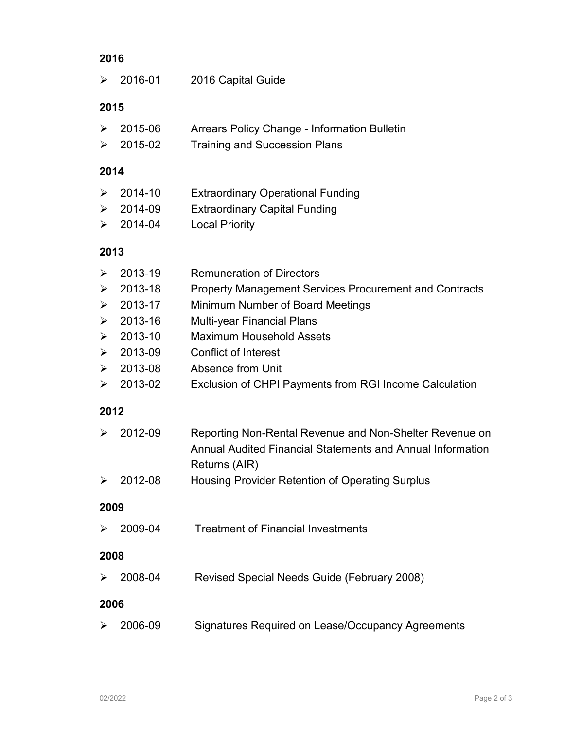**2016**

- 2016-01 2016 Capital Guide

**2015**

- 2015-06 Arrears Policy Change - Information Bulletin
- 2015-02 Training and Succession Plans

**2014**

- 2014-10 Extraordinary Operational Funding
- 2014-09 Extraordinary Capital Funding
- 2014-04 Local Priority

**2013**

- 2013-19 Remuneration of Directors
- 2013-18 Property Management Services Procurement and Contracts
- 2013-17 Minimum Number of Board Meetings
- 2013-16 Multi-year Financial Plans
- 2013-10 Maximum Household Assets
- 2013-09 Conflict of Interest
- 2013-08 Absence from Unit
- 2013-02 Exclusion of CHPI Payments from RGI Income Calculation

**2012**

- 2012-09 Reporting Non-Rental Revenue and Non-Shelter Revenue on Annual Audited Financial Statements and Annual Information Returns (AIR)
- 2012-08 Housing Provider Retention of Operating Surplus

**2009**

- 2009-04 Treatment of Financial Investments

**2008**

- 2008-04 Revised Special Needs Guide (February 2008)

**2006**

- 2006-09 Signatures Required on Lease/Occupancy Agreements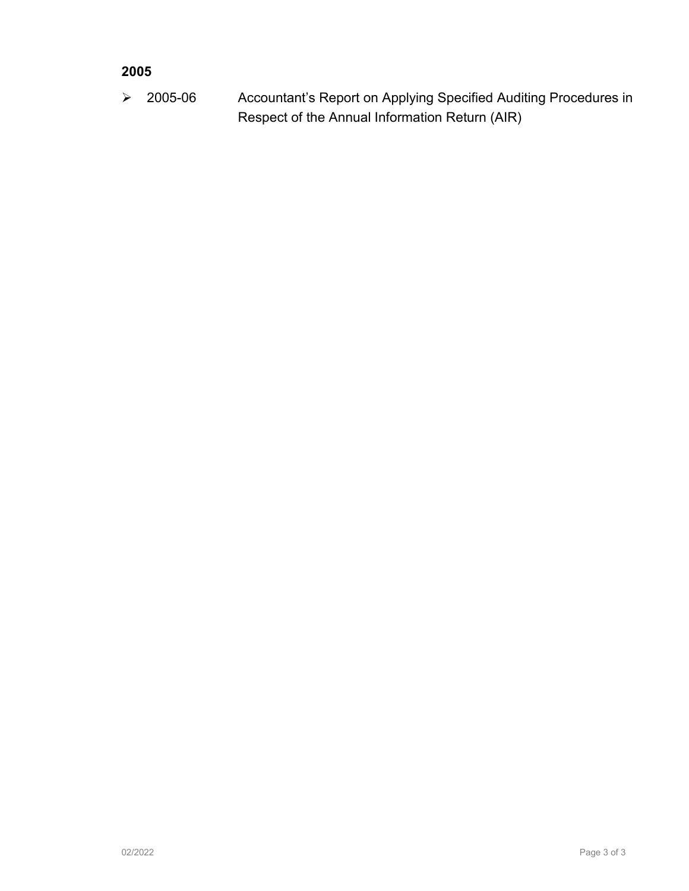**2005**

- 2005-06 Accountant's Report on Applying Specified Auditing Procedures in Respect of the Annual Information Return (AIR)